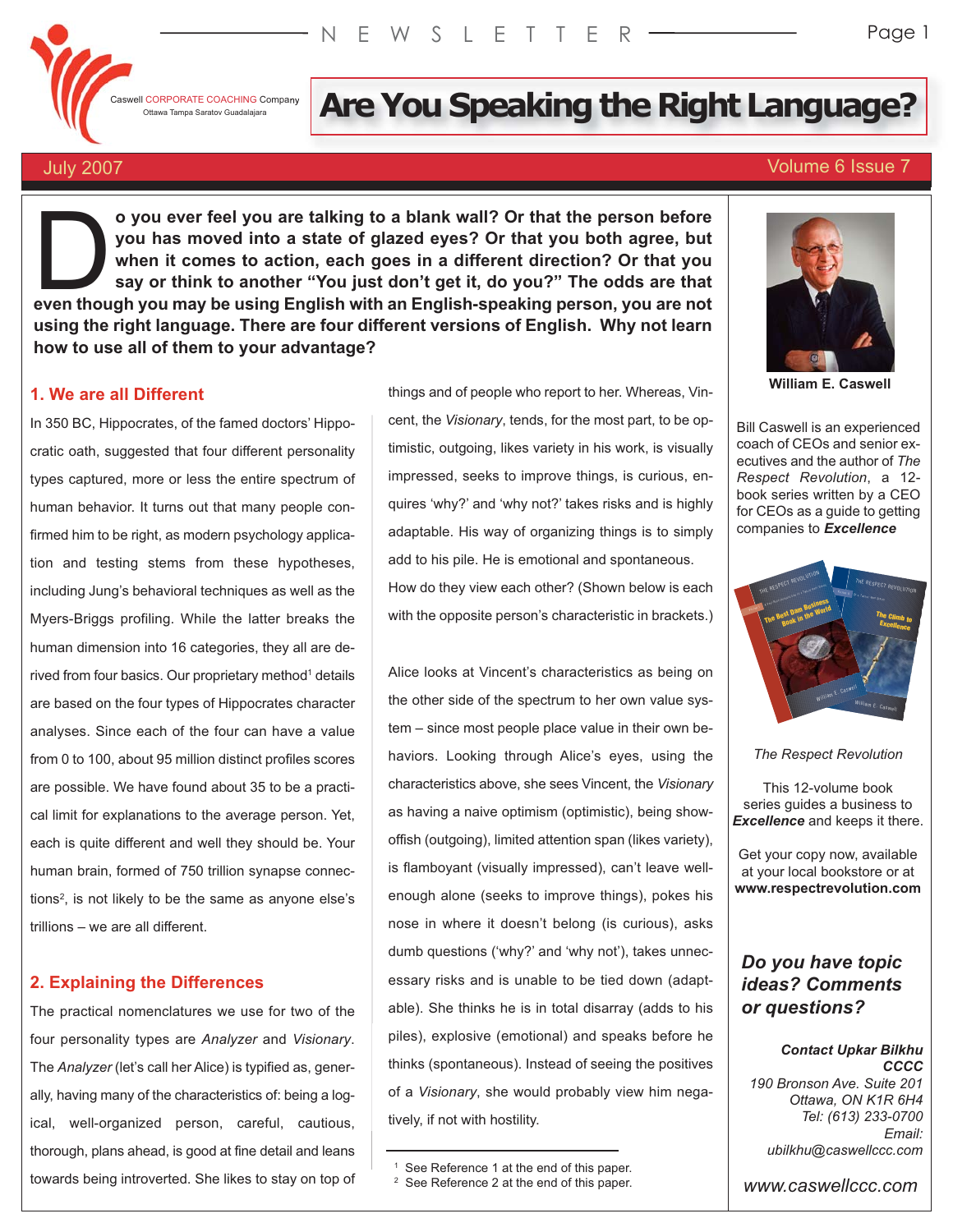Caswell CORPORATE COACHING Company
Ottawa Tampa Saratov Guadalajara

NEWSLETTER

# Are You Speaking the Right Language?

July 2007 — Volume 6 Issue 7

**Do you ever feel you are talking to a blank wall? Or that the person before you has moved into a state of glazed eyes? Or that you both agree, but when it comes to action, each goes in a different direction? Or that you say or think to another "You just don't get it, do you?" The odds are that even though you may be using English with an English-speaking person, you are not using the right language. There are four different versions of English. Why not learn how to use all of them to your advantage?**

## 1. We are all Different

In 350 BC, Hippocrates, of the famed doctors' Hippocratic oath, suggested that four different personality types captured, more or less the entire spectrum of human behavior. It turns out that many people confirmed him to be right, as modern psychology application and testing stems from these hypotheses, including Jung's behavioral techniques as well as the Myers-Briggs profiling. While the latter breaks the human dimension into 16 categories, they all are derived from four basics. Our proprietary method[1] details are based on the four types of Hippocrates character analyses. Since each of the four can have a value from 0 to 100, about 95 million distinct profiles scores are possible. We have found about 35 to be a practical limit for explanations to the average person. Yet, each is quite different and well they should be. Your human brain, formed of 750 trillion synapse connections[2], is not likely to be the same as anyone else's trillions – we are all different.

## 2. Explaining the Differences

The practical nomenclatures we use for two of the four personality types are *Analyzer* and *Visionary*. The *Analyzer* (let's call her Alice) is typified as, generally, having many of the characteristics of: being a logical, well-organized person, careful, cautious, thorough, plans ahead, is good at fine detail and leans towards being introverted. She likes to stay on top of things and of people who report to her. Whereas, Vincent, the *Visionary*, tends, for the most part, to be optimistic, outgoing, likes variety in his work, is visually impressed, seeks to improve things, is curious, enquires 'why?' and 'why not?' takes risks and is highly adaptable. His way of organizing things is to simply add to his pile. He is emotional and spontaneous.

How do they view each other? (Shown below is each with the opposite person's characteristic in brackets.)

Alice looks at Vincent's characteristics as being on the other side of the spectrum to her own value system – since most people place value in their own behaviors. Looking through Alice's eyes, using the characteristics above, she sees Vincent, the *Visionary* as having a naive optimism (optimistic), being showoffish (outgoing), limited attention span (likes variety), is flamboyant (visually impressed), can't leave well-enough alone (seeks to improve things), pokes his nose in where it doesn't belong (is curious), asks dumb questions ('why?' and 'why not'), takes unnecessary risks and is unable to be tied down (adaptable). She thinks he is in total disarray (adds to his piles), explosive (emotional) and speaks before he thinks (spontaneous). Instead of seeing the positives of a *Visionary*, she would probably view him negatively, if not with hostility.

[1] See Reference 1 at the end of this paper.
[2] See Reference 2 at the end of this paper.

---

**William E. Caswell**

Bill Caswell is an experienced coach of CEOs and senior executives and the author of *The Respect Revolution*, a 12-book series written by a CEO for CEOs as a guide to getting companies to ***Excellence***

*The Respect Revolution*

This 12-volume book series guides a business to ***Excellence*** and keeps it there.

Get your copy now, available at your local bookstore or at **www.respectrevolution.com**

***Do you have topic ideas? Comments or questions?***

***Contact Upkar Bilkhu CCCC***
*190 Bronson Ave. Suite 201*
*Ottawa, ON K1R 6H4*
*Tel: (613) 233-0700*
*Email: ubilkhu@caswellccc.com*

*www.caswellccc.com*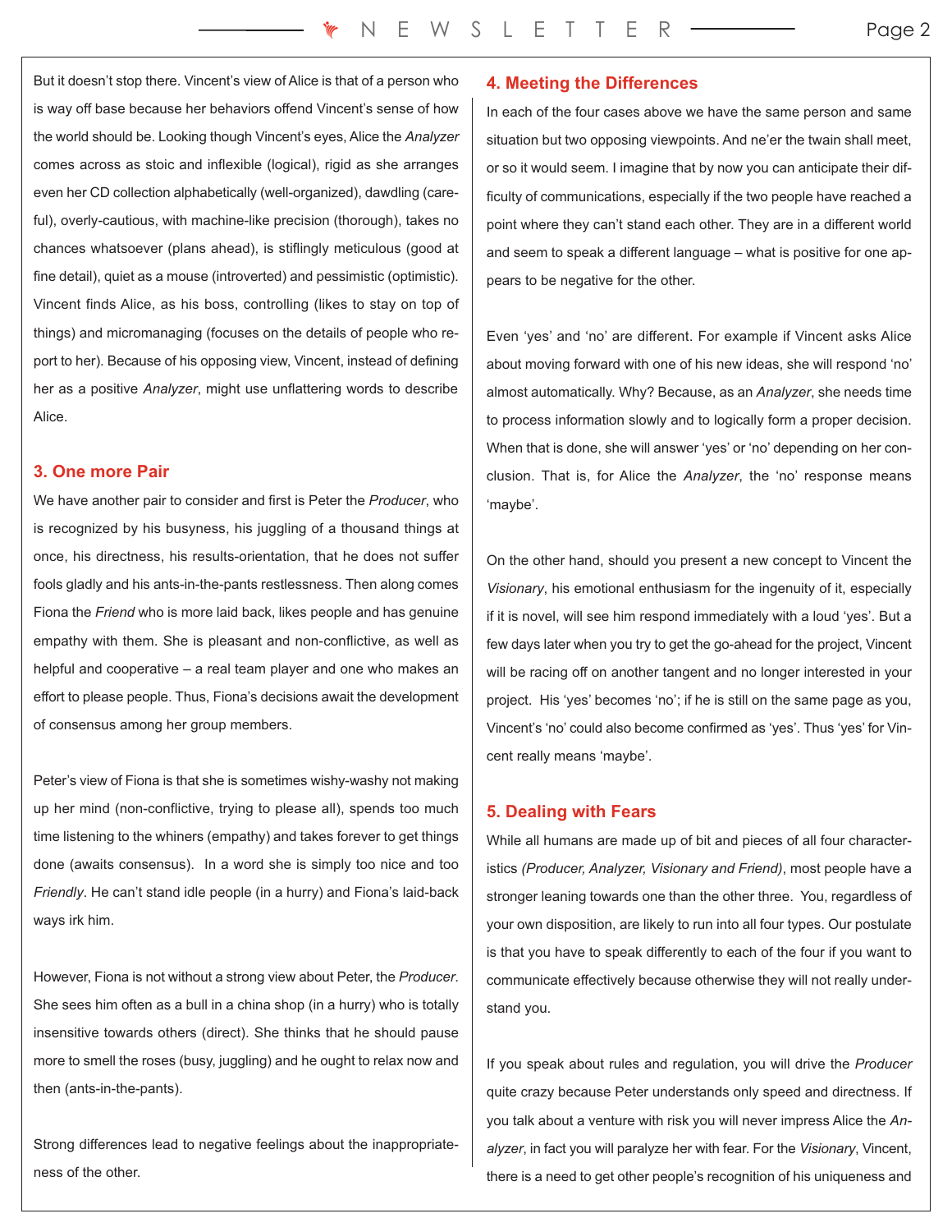But it doesn't stop there. Vincent's view of Alice is that of a person who is way off base because her behaviors offend Vincent's sense of how the world should be. Looking though Vincent's eyes, Alice the *Analyzer* comes across as stoic and inflexible (logical), rigid as she arranges even her CD collection alphabetically (well-organized), dawdling (careful), overly-cautious, with machine-like precision (thorough), takes no chances whatsoever (plans ahead), is stiflingly meticulous (good at fine detail), quiet as a mouse (introverted) and pessimistic (optimistic). Vincent finds Alice, as his boss, controlling (likes to stay on top of things) and micromanaging (focuses on the details of people who report to her). Because of his opposing view, Vincent, instead of defining her as a positive *Analyzer*, might use unflattering words to describe Alice.

## 3. One more Pair

We have another pair to consider and first is Peter the *Producer*, who is recognized by his busyness, his juggling of a thousand things at once, his directness, his results-orientation, that he does not suffer fools gladly and his ants-in-the-pants restlessness. Then along comes Fiona the *Friend* who is more laid back, likes people and has genuine empathy with them. She is pleasant and non-conflictive, as well as helpful and cooperative – a real team player and one who makes an effort to please people. Thus, Fiona's decisions await the development of consensus among her group members.

Peter's view of Fiona is that she is sometimes wishy-washy not making up her mind (non-conflictive, trying to please all), spends too much time listening to the whiners (empathy) and takes forever to get things done (awaits consensus). In a word she is simply too nice and too *Friendly*. He can't stand idle people (in a hurry) and Fiona's laid-back ways irk him.

However, Fiona is not without a strong view about Peter, the *Producer*. She sees him often as a bull in a china shop (in a hurry) who is totally insensitive towards others (direct). She thinks that he should pause more to smell the roses (busy, juggling) and he ought to relax now and then (ants-in-the-pants).

Strong differences lead to negative feelings about the inappropriateness of the other.

## 4. Meeting the Differences

In each of the four cases above we have the same person and same situation but two opposing viewpoints. And ne'er the twain shall meet, or so it would seem. I imagine that by now you can anticipate their difficulty of communications, especially if the two people have reached a point where they can't stand each other. They are in a different world and seem to speak a different language – what is positive for one appears to be negative for the other.

Even 'yes' and 'no' are different. For example if Vincent asks Alice about moving forward with one of his new ideas, she will respond 'no' almost automatically. Why? Because, as an *Analyzer*, she needs time to process information slowly and to logically form a proper decision. When that is done, she will answer 'yes' or 'no' depending on her conclusion. That is, for Alice the *Analyzer*, the 'no' response means 'maybe'.

On the other hand, should you present a new concept to Vincent the *Visionary*, his emotional enthusiasm for the ingenuity of it, especially if it is novel, will see him respond immediately with a loud 'yes'. But a few days later when you try to get the go-ahead for the project, Vincent will be racing off on another tangent and no longer interested in your project. His 'yes' becomes 'no'; if he is still on the same page as you, Vincent's 'no' could also become confirmed as 'yes'. Thus 'yes' for Vincent really means 'maybe'.

## 5. Dealing with Fears

While all humans are made up of bit and pieces of all four characteristics *(Producer, Analyzer, Visionary and Friend)*, most people have a stronger leaning towards one than the other three. You, regardless of your own disposition, are likely to run into all four types. Our postulate is that you have to speak differently to each of the four if you want to communicate effectively because otherwise they will not really understand you.

If you speak about rules and regulation, you will drive the *Producer* quite crazy because Peter understands only speed and directness. If you talk about a venture with risk you will never impress Alice the *Analyzer*, in fact you will paralyze her with fear. For the *Visionary*, Vincent, there is a need to get other people's recognition of his uniqueness and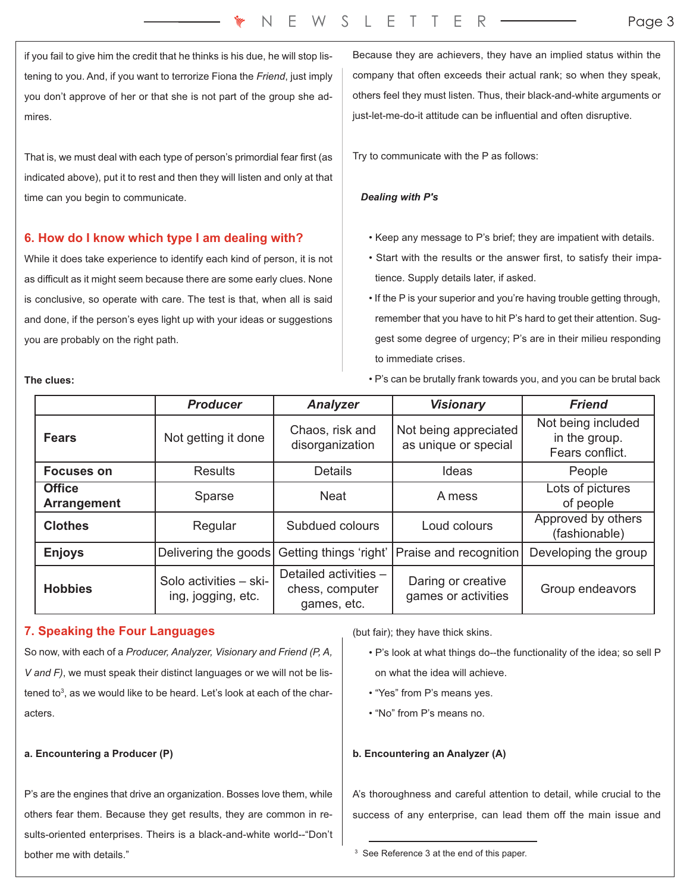if you fail to give him the credit that he thinks is his due, he will stop listening to you. And, if you want to terrorize Fiona the *Friend*, just imply you don't approve of her or that she is not part of the group she admires.

That is, we must deal with each type of person's primordial fear first (as indicated above), put it to rest and then they will listen and only at that time can you begin to communicate.

## 6. How do I know which type I am dealing with?

While it does take experience to identify each kind of person, it is not as difficult as it might seem because there are some early clues. None is conclusive, so operate with care. The test is that, when all is said and done, if the person's eyes light up with your ideas or suggestions you are probably on the right path.

**The clues:**

| | *Producer* | *Analyzer* | *Visionary* | *Friend* |
|---|---|---|---|---|
| **Fears** | Not getting it done | Chaos, risk and disorganization | Not being appreciated as unique or special | Not being included in the group. Fears conflict. |
| **Focuses on** | Results | Details | Ideas | People |
| **Office Arrangement** | Sparse | Neat | A mess | Lots of pictures of people |
| **Clothes** | Regular | Subdued colours | Loud colours | Approved by others (fashionable) |
| **Enjoys** | Delivering the goods | Getting things 'right' | Praise and recognition | Developing the group |
| **Hobbies** | Solo activities – skiing, jogging, etc. | Detailed activities – chess, computer games, etc. | Daring or creative games or activities | Group endeavors |

## 7. Speaking the Four Languages

So now, with each of a *Producer, Analyzer, Visionary and Friend (P, A, V and F)*, we must speak their distinct languages or we will not be listened to[3], as we would like to be heard. Let's look at each of the characters.

**a. Encountering a Producer (P)**

P's are the engines that drive an organization. Bosses love them, while others fear them. Because they get results, they are common in results-oriented enterprises. Theirs is a black-and-white world--"Don't bother me with details."

Because they are achievers, they have an implied status within the company that often exceeds their actual rank; so when they speak, others feel they must listen. Thus, their black-and-white arguments or just-let-me-do-it attitude can be influential and often disruptive.

Try to communicate with the P as follows:

***Dealing with P's***

- Keep any message to P's brief; they are impatient with details.
- Start with the results or the answer first, to satisfy their impatience. Supply details later, if asked.
- If the P is your superior and you're having trouble getting through, remember that you have to hit P's hard to get their attention. Suggest some degree of urgency; P's are in their milieu responding to immediate crises.
- P's can be brutally frank towards you, and you can be brutal back (but fair); they have thick skins.
- P's look at what things do--the functionality of the idea; so sell P on what the idea will achieve.
- "Yes" from P's means yes.
- "No" from P's means no.

**b. Encountering an Analyzer (A)**

A's thoroughness and careful attention to detail, while crucial to the success of any enterprise, can lead them off the main issue and

[3] See Reference 3 at the end of this paper.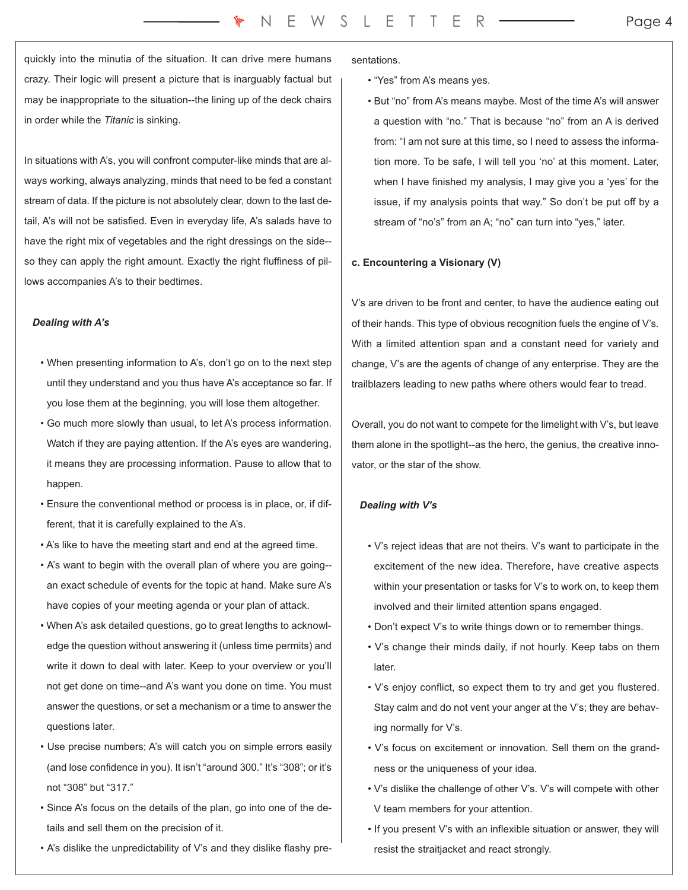quickly into the minutia of the situation. It can drive mere humans crazy. Their logic will present a picture that is inarguably factual but may be inappropriate to the situation--the lining up of the deck chairs in order while the *Titanic* is sinking.

In situations with A's, you will confront computer-like minds that are always working, always analyzing, minds that need to be fed a constant stream of data. If the picture is not absolutely clear, down to the last detail, A's will not be satisfied. Even in everyday life, A's salads have to have the right mix of vegetables and the right dressings on the side--so they can apply the right amount. Exactly the right fluffiness of pillows accompanies A's to their bedtimes.

***Dealing with A's***

- When presenting information to A's, don't go on to the next step until they understand and you thus have A's acceptance so far. If you lose them at the beginning, you will lose them altogether.
- Go much more slowly than usual, to let A's process information. Watch if they are paying attention. If the A's eyes are wandering, it means they are processing information. Pause to allow that to happen.
- Ensure the conventional method or process is in place, or, if different, that it is carefully explained to the A's.
- A's like to have the meeting start and end at the agreed time.
- A's want to begin with the overall plan of where you are going--an exact schedule of events for the topic at hand. Make sure A's have copies of your meeting agenda or your plan of attack.
- When A's ask detailed questions, go to great lengths to acknowledge the question without answering it (unless time permits) and write it down to deal with later. Keep to your overview or you'll not get done on time--and A's want you done on time. You must answer the questions, or set a mechanism or a time to answer the questions later.
- Use precise numbers; A's will catch you on simple errors easily (and lose confidence in you). It isn't "around 300." It's "308"; or it's not "308" but "317."
- Since A's focus on the details of the plan, go into one of the details and sell them on the precision of it.
- A's dislike the unpredictability of V's and they dislike flashy presentations.
- "Yes" from A's means yes.
- But "no" from A's means maybe. Most of the time A's will answer a question with "no." That is because "no" from an A is derived from: "I am not sure at this time, so I need to assess the information more. To be safe, I will tell you 'no' at this moment. Later, when I have finished my analysis, I may give you a 'yes' for the issue, if my analysis points that way." So don't be put off by a stream of "no's" from an A; "no" can turn into "yes," later.

**c. Encountering a Visionary (V)**

V's are driven to be front and center, to have the audience eating out of their hands. This type of obvious recognition fuels the engine of V's. With a limited attention span and a constant need for variety and change, V's are the agents of change of any enterprise. They are the trailblazers leading to new paths where others would fear to tread.

Overall, you do not want to compete for the limelight with V's, but leave them alone in the spotlight--as the hero, the genius, the creative innovator, or the star of the show.

***Dealing with V's***

- V's reject ideas that are not theirs. V's want to participate in the excitement of the new idea. Therefore, have creative aspects within your presentation or tasks for V's to work on, to keep them involved and their limited attention spans engaged.
- Don't expect V's to write things down or to remember things.
- V's change their minds daily, if not hourly. Keep tabs on them later.
- V's enjoy conflict, so expect them to try and get you flustered. Stay calm and do not vent your anger at the V's; they are behaving normally for V's.
- V's focus on excitement or innovation. Sell them on the grandness or the uniqueness of your idea.
- V's dislike the challenge of other V's. V's will compete with other V team members for your attention.
- If you present V's with an inflexible situation or answer, they will resist the straitjacket and react strongly.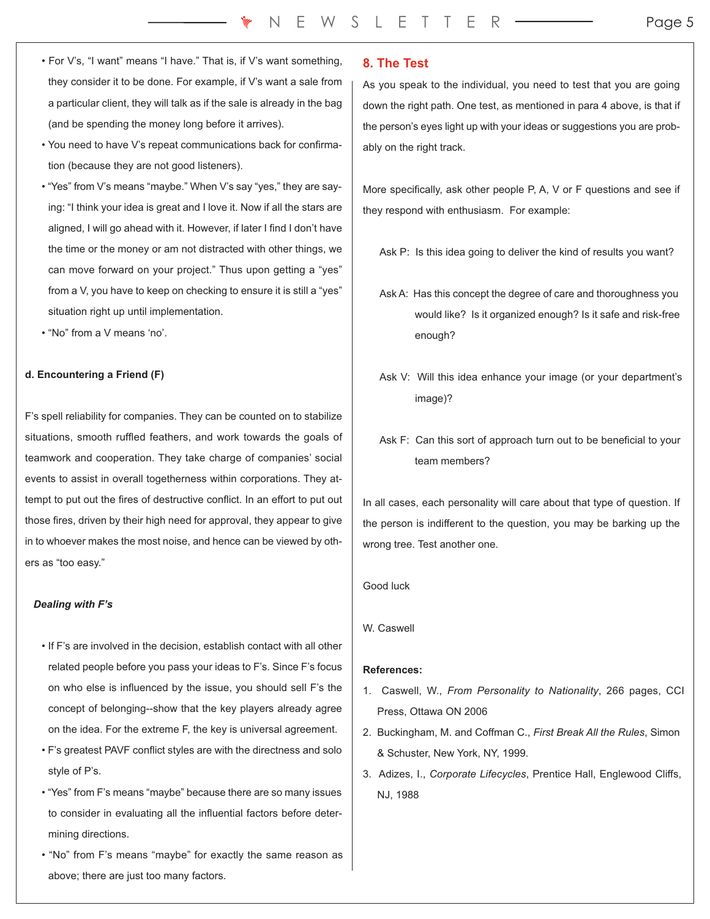- For V's, "I want" means "I have." That is, if V's want something, they consider it to be done. For example, if V's want a sale from a particular client, they will talk as if the sale is already in the bag (and be spending the money long before it arrives).
- You need to have V's repeat communications back for confirmation (because they are not good listeners).
- "Yes" from V's means "maybe." When V's say "yes," they are saying: "I think your idea is great and I love it. Now if all the stars are aligned, I will go ahead with it. However, if later I find I don't have the time or the money or am not distracted with other things, we can move forward on your project." Thus upon getting a "yes" from a V, you have to keep on checking to ensure it is still a "yes" situation right up until implementation.
- "No" from a V means 'no'.

**d. Encountering a Friend (F)**

F's spell reliability for companies. They can be counted on to stabilize situations, smooth ruffled feathers, and work towards the goals of teamwork and cooperation. They take charge of companies' social events to assist in overall togetherness within corporations. They attempt to put out the fires of destructive conflict. In an effort to put out those fires, driven by their high need for approval, they appear to give in to whoever makes the most noise, and hence can be viewed by others as "too easy."

***Dealing with F's***

- If F's are involved in the decision, establish contact with all other related people before you pass your ideas to F's. Since F's focus on who else is influenced by the issue, you should sell F's the concept of belonging--show that the key players already agree on the idea. For the extreme F, the key is universal agreement.
- F's greatest PAVF conflict styles are with the directness and solo style of P's.
- "Yes" from F's means "maybe" because there are so many issues to consider in evaluating all the influential factors before determining directions.
- "No" from F's means "maybe" for exactly the same reason as above; there are just too many factors.

## 8. The Test

As you speak to the individual, you need to test that you are going down the right path. One test, as mentioned in para 4 above, is that if the person's eyes light up with your ideas or suggestions you are probably on the right track.

More specifically, ask other people P, A, V or F questions and see if they respond with enthusiasm. For example:

Ask P: Is this idea going to deliver the kind of results you want?

Ask A: Has this concept the degree of care and thoroughness you would like? Is it organized enough? Is it safe and risk-free enough?

Ask V: Will this idea enhance your image (or your department's image)?

Ask F: Can this sort of approach turn out to be beneficial to your team members?

In all cases, each personality will care about that type of question. If the person is indifferent to the question, you may be barking up the wrong tree. Test another one.

Good luck

W. Caswell

**References:**

1. Caswell, W., *From Personality to Nationality*, 266 pages, CCI Press, Ottawa ON 2006
2. Buckingham, M. and Coffman C., *First Break All the Rules*, Simon & Schuster, New York, NY, 1999.
3. Adizes, I., *Corporate Lifecycles*, Prentice Hall, Englewood Cliffs, NJ, 1988